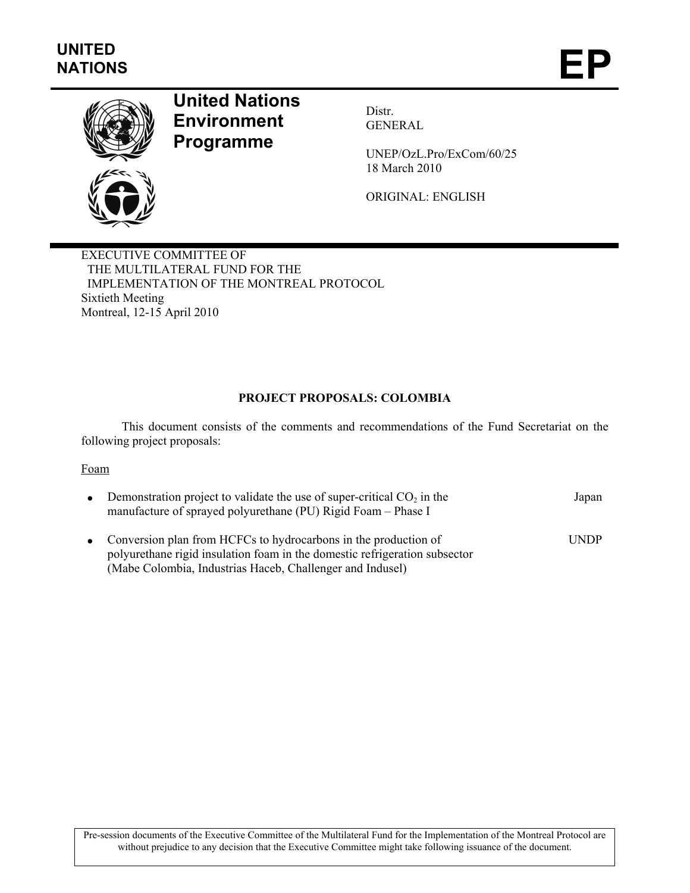UNITED NATIONS

# EP

**United Nations Environment Programme**

Distr.
GENERAL

UNEP/OzL.Pro/ExCom/60/25
18 March 2010

ORIGINAL: ENGLISH

EXECUTIVE COMMITTEE OF
THE MULTILATERAL FUND FOR THE
IMPLEMENTATION OF THE MONTREAL PROTOCOL
Sixtieth Meeting
Montreal, 12-15 April 2010

## PROJECT PROPOSALS: COLOMBIA

This document consists of the comments and recommendations of the Fund Secretariat on the following project proposals:

Foam

- Demonstration project to validate the use of super-critical $CO_2$ in the manufacture of sprayed polyurethane (PU) Rigid Foam – Phase I — Japan
- Conversion plan from HCFCs to hydrocarbons in the production of polyurethane rigid insulation foam in the domestic refrigeration subsector (Mabe Colombia, Industrias Haceb, Challenger and Indusel) — UNDP

Pre-session documents of the Executive Committee of the Multilateral Fund for the Implementation of the Montreal Protocol are without prejudice to any decision that the Executive Committee might take following issuance of the document.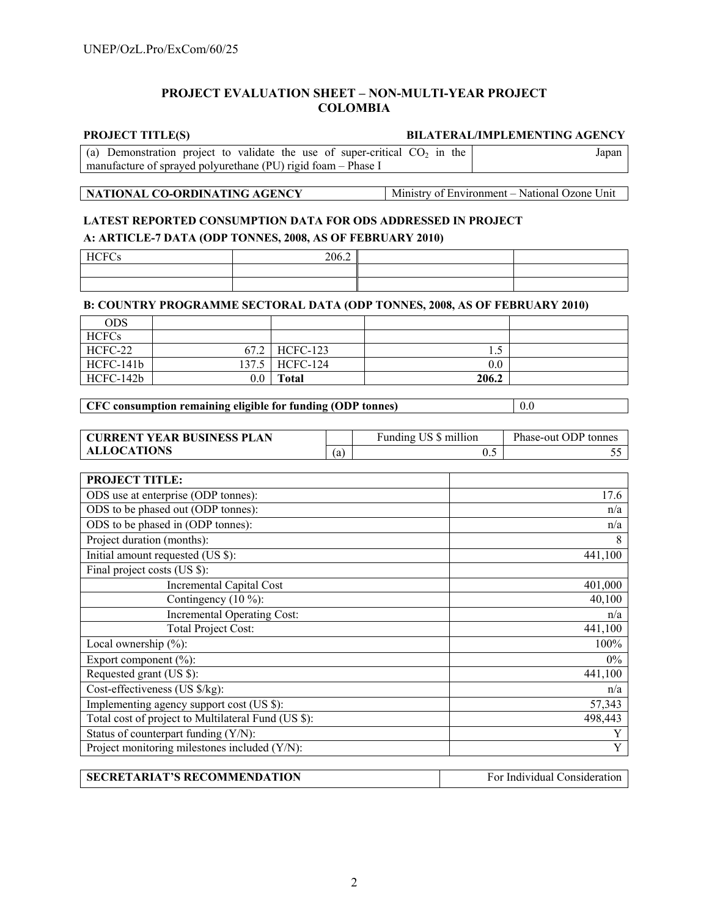## PROJECT EVALUATION SHEET – NON-MULTI-YEAR PROJECT
## COLOMBIA

| PROJECT TITLE(S) | BILATERAL/IMPLEMENTING AGENCY |
|---|---|
| (a) Demonstration project to validate the use of super-critical $CO_2$ in the manufacture of sprayed polyurethane (PU) rigid foam – Phase I | Japan |

| NATIONAL CO-ORDINATING AGENCY | Ministry of Environment – National Ozone Unit |
|---|---|

**LATEST REPORTED CONSUMPTION DATA FOR ODS ADDRESSED IN PROJECT**

**A: ARTICLE-7 DATA (ODP TONNES, 2008, AS OF FEBRUARY 2010)**

| HCFCs | 206.2 | | |
|---|---|---|---|
| | | | |
| | | | |

**B: COUNTRY PROGRAMME SECTORAL DATA (ODP TONNES, 2008, AS OF FEBRUARY 2010)**

| ODS | | | | |
|---|---|---|---|---|
| HCFCs | | | | |
| HCFC-22 | 67.2 | HCFC-123 | 1.5 | |
| HCFC-141b | 137.5 | HCFC-124 | 0.0 | |
| HCFC-142b | 0.0 | **Total** | **206.2** | |

| CFC consumption remaining eligible for funding (ODP tonnes) | 0.0 |
|---|---|

| CURRENT YEAR BUSINESS PLAN ALLOCATIONS | | Funding US $ million | Phase-out ODP tonnes |
|---|---|---|---|
| | (a) | 0.5 | 55 |

| PROJECT TITLE: | |
|---|---|
| ODS use at enterprise (ODP tonnes): | 17.6 |
| ODS to be phased out (ODP tonnes): | n/a |
| ODS to be phased in (ODP tonnes): | n/a |
| Project duration (months): | 8 |
| Initial amount requested (US $): | 441,100 |
| Final project costs (US $): | |
| Incremental Capital Cost | 401,000 |
| Contingency (10 %): | 40,100 |
| Incremental Operating Cost: | n/a |
| Total Project Cost: | 441,100 |
| Local ownership (%): | 100% |
| Export component (%): | 0% |
| Requested grant (US $): | 441,100 |
| Cost-effectiveness (US $/kg): | n/a |
| Implementing agency support cost (US $): | 57,343 |
| Total cost of project to Multilateral Fund (US $): | 498,443 |
| Status of counterpart funding (Y/N): | Y |
| Project monitoring milestones included (Y/N): | Y |

| SECRETARIAT'S RECOMMENDATION | For Individual Consideration |
|---|---|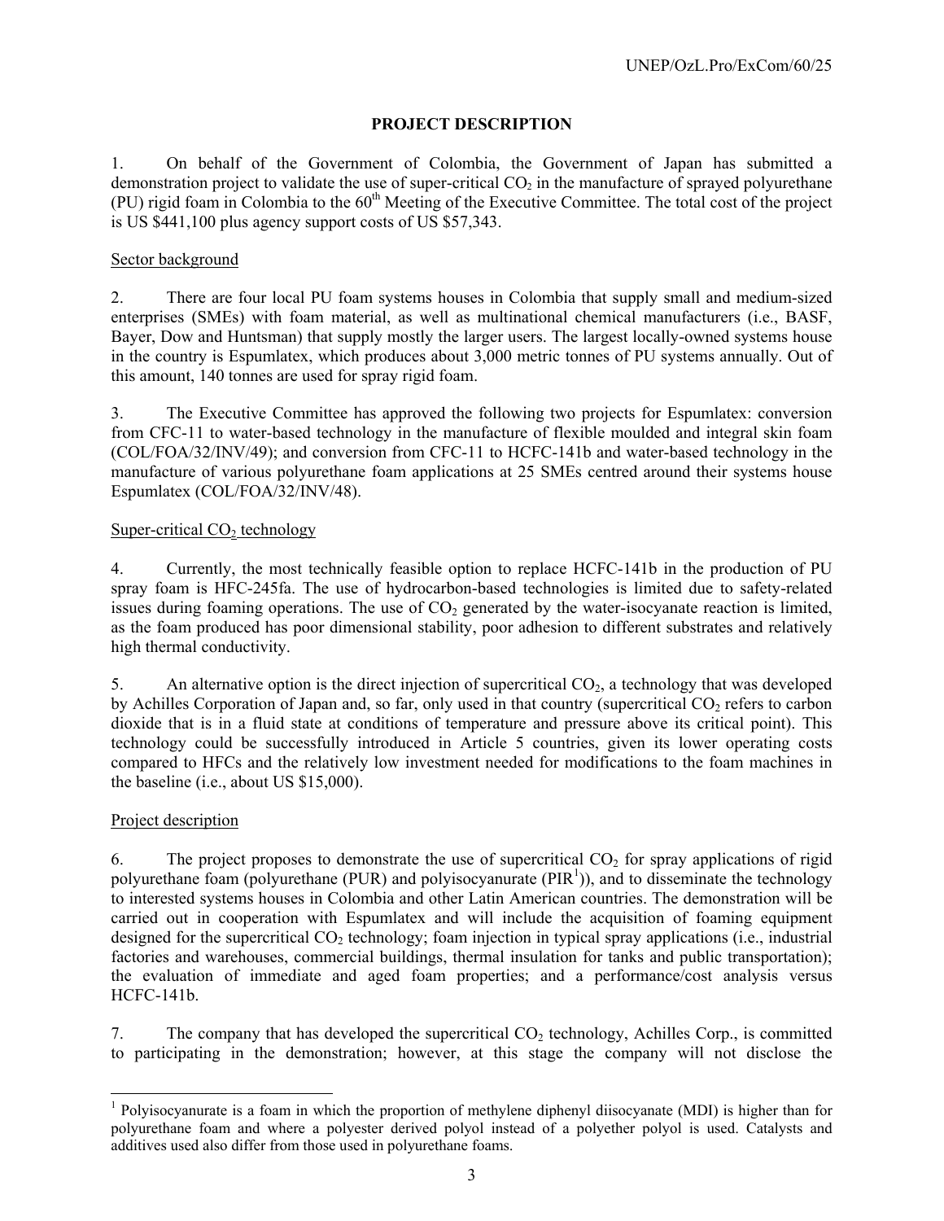## PROJECT DESCRIPTION

1. On behalf of the Government of Colombia, the Government of Japan has submitted a demonstration project to validate the use of super-critical $CO_2$ in the manufacture of sprayed polyurethane (PU) rigid foam in Colombia to the 60th Meeting of the Executive Committee. The total cost of the project is US \$441,100 plus agency support costs of US \$57,343.

### Sector background

2. There are four local PU foam systems houses in Colombia that supply small and medium-sized enterprises (SMEs) with foam material, as well as multinational chemical manufacturers (i.e., BASF, Bayer, Dow and Huntsman) that supply mostly the larger users. The largest locally-owned systems house in the country is Espumlatex, which produces about 3,000 metric tonnes of PU systems annually. Out of this amount, 140 tonnes are used for spray rigid foam.

3. The Executive Committee has approved the following two projects for Espumlatex: conversion from CFC-11 to water-based technology in the manufacture of flexible moulded and integral skin foam (COL/FOA/32/INV/49); and conversion from CFC-11 to HCFC-141b and water-based technology in the manufacture of various polyurethane foam applications at 25 SMEs centred around their systems house Espumlatex (COL/FOA/32/INV/48).

### Super-critical $CO_2$ technology

4. Currently, the most technically feasible option to replace HCFC-141b in the production of PU spray foam is HFC-245fa. The use of hydrocarbon-based technologies is limited due to safety-related issues during foaming operations. The use of $CO_2$ generated by the water-isocyanate reaction is limited, as the foam produced has poor dimensional stability, poor adhesion to different substrates and relatively high thermal conductivity.

5. An alternative option is the direct injection of supercritical $CO_2$, a technology that was developed by Achilles Corporation of Japan and, so far, only used in that country (supercritical $CO_2$ refers to carbon dioxide that is in a fluid state at conditions of temperature and pressure above its critical point). This technology could be successfully introduced in Article 5 countries, given its lower operating costs compared to HFCs and the relatively low investment needed for modifications to the foam machines in the baseline (i.e., about US \$15,000).

### Project description

6. The project proposes to demonstrate the use of supercritical $CO_2$ for spray applications of rigid polyurethane foam (polyurethane (PUR) and polyisocyanurate (PIR[1])), and to disseminate the technology to interested systems houses in Colombia and other Latin American countries. The demonstration will be carried out in cooperation with Espumlatex and will include the acquisition of foaming equipment designed for the supercritical $CO_2$ technology; foam injection in typical spray applications (i.e., industrial factories and warehouses, commercial buildings, thermal insulation for tanks and public transportation); the evaluation of immediate and aged foam properties; and a performance/cost analysis versus HCFC-141b.

7. The company that has developed the supercritical $CO_2$ technology, Achilles Corp., is committed to participating in the demonstration; however, at this stage the company will not disclose the

---

[1] Polyisocyanurate is a foam in which the proportion of methylene diphenyl diisocyanate (MDI) is higher than for polyurethane foam and where a polyester derived polyol instead of a polyether polyol is used. Catalysts and additives used also differ from those used in polyurethane foams.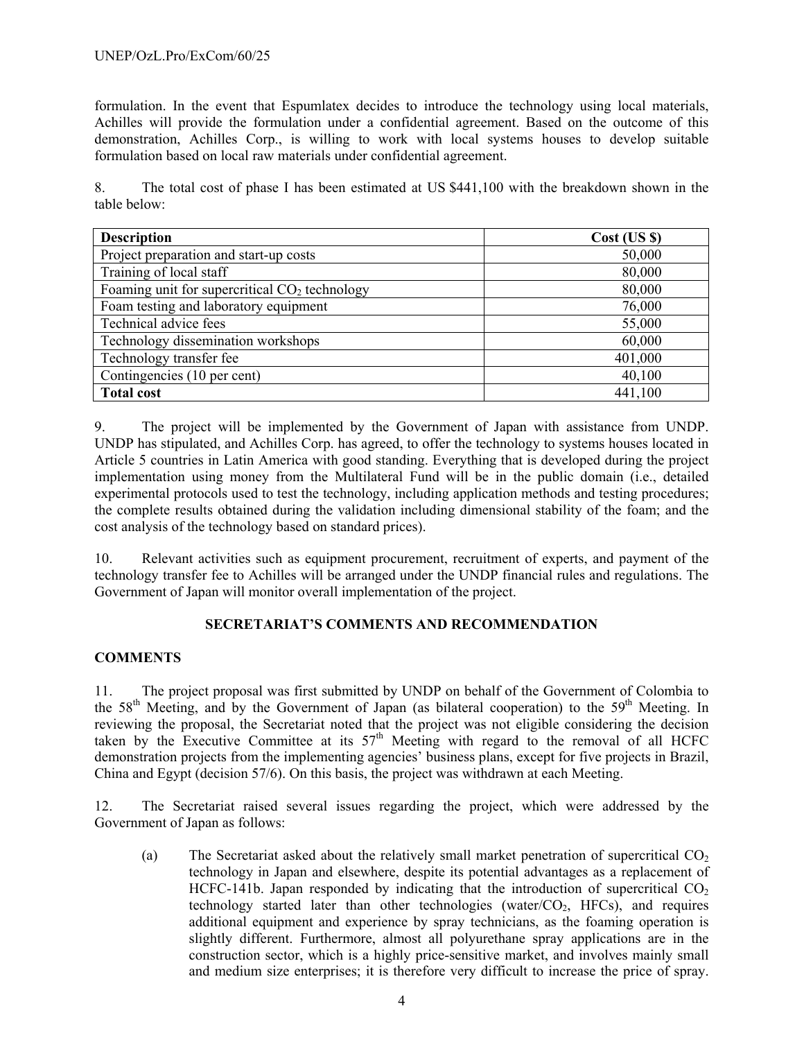formulation. In the event that Espumlatex decides to introduce the technology using local materials, Achilles will provide the formulation under a confidential agreement. Based on the outcome of this demonstration, Achilles Corp., is willing to work with local systems houses to develop suitable formulation based on local raw materials under confidential agreement.

8. The total cost of phase I has been estimated at US $441,100 with the breakdown shown in the table below:

| Description | Cost (US $) |
|---|---|
| Project preparation and start-up costs | 50,000 |
| Training of local staff | 80,000 |
| Foaming unit for supercritical $CO_2$ technology | 80,000 |
| Foam testing and laboratory equipment | 76,000 |
| Technical advice fees | 55,000 |
| Technology dissemination workshops | 60,000 |
| Technology transfer fee | 401,000 |
| Contingencies (10 per cent) | 40,100 |
| **Total cost** | 441,100 |

9. The project will be implemented by the Government of Japan with assistance from UNDP. UNDP has stipulated, and Achilles Corp. has agreed, to offer the technology to systems houses located in Article 5 countries in Latin America with good standing. Everything that is developed during the project implementation using money from the Multilateral Fund will be in the public domain (i.e., detailed experimental protocols used to test the technology, including application methods and testing procedures; the complete results obtained during the validation including dimensional stability of the foam; and the cost analysis of the technology based on standard prices).

10. Relevant activities such as equipment procurement, recruitment of experts, and payment of the technology transfer fee to Achilles will be arranged under the UNDP financial rules and regulations. The Government of Japan will monitor overall implementation of the project.

## SECRETARIAT'S COMMENTS AND RECOMMENDATION

### COMMENTS

11. The project proposal was first submitted by UNDP on behalf of the Government of Colombia to the 58th Meeting, and by the Government of Japan (as bilateral cooperation) to the 59th Meeting. In reviewing the proposal, the Secretariat noted that the project was not eligible considering the decision taken by the Executive Committee at its 57th Meeting with regard to the removal of all HCFC demonstration projects from the implementing agencies' business plans, except for five projects in Brazil, China and Egypt (decision 57/6). On this basis, the project was withdrawn at each Meeting.

12. The Secretariat raised several issues regarding the project, which were addressed by the Government of Japan as follows:

(a) The Secretariat asked about the relatively small market penetration of supercritical $CO_2$ technology in Japan and elsewhere, despite its potential advantages as a replacement of HCFC-141b. Japan responded by indicating that the introduction of supercritical $CO_2$ technology started later than other technologies (water/$CO_2$, HFCs), and requires additional equipment and experience by spray technicians, as the foaming operation is slightly different. Furthermore, almost all polyurethane spray applications are in the construction sector, which is a highly price-sensitive market, and involves mainly small and medium size enterprises; it is therefore very difficult to increase the price of spray.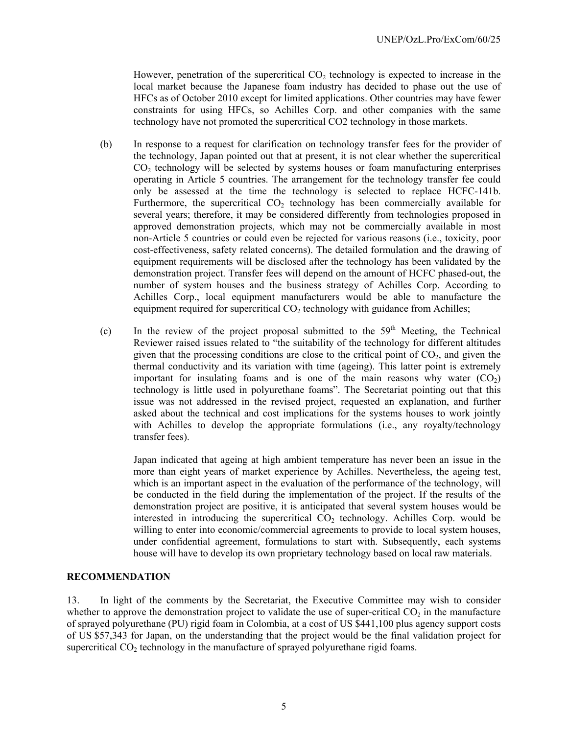However, penetration of the supercritical $CO_2$ technology is expected to increase in the local market because the Japanese foam industry has decided to phase out the use of HFCs as of October 2010 except for limited applications. Other countries may have fewer constraints for using HFCs, so Achilles Corp. and other companies with the same technology have not promoted the supercritical CO2 technology in those markets.

(b) In response to a request for clarification on technology transfer fees for the provider of the technology, Japan pointed out that at present, it is not clear whether the supercritical $CO_2$ technology will be selected by systems houses or foam manufacturing enterprises operating in Article 5 countries. The arrangement for the technology transfer fee could only be assessed at the time the technology is selected to replace HCFC-141b. Furthermore, the supercritical $CO_2$ technology has been commercially available for several years; therefore, it may be considered differently from technologies proposed in approved demonstration projects, which may not be commercially available in most non-Article 5 countries or could even be rejected for various reasons (i.e., toxicity, poor cost-effectiveness, safety related concerns). The detailed formulation and the drawing of equipment requirements will be disclosed after the technology has been validated by the demonstration project. Transfer fees will depend on the amount of HCFC phased-out, the number of system houses and the business strategy of Achilles Corp. According to Achilles Corp., local equipment manufacturers would be able to manufacture the equipment required for supercritical $CO_2$ technology with guidance from Achilles;

(c) In the review of the project proposal submitted to the 59th Meeting, the Technical Reviewer raised issues related to "the suitability of the technology for different altitudes given that the processing conditions are close to the critical point of $CO_2$, and given the thermal conductivity and its variation with time (ageing). This latter point is extremely important for insulating foams and is one of the main reasons why water ($CO_2$) technology is little used in polyurethane foams". The Secretariat pointing out that this issue was not addressed in the revised project, requested an explanation, and further asked about the technical and cost implications for the systems houses to work jointly with Achilles to develop the appropriate formulations (i.e., any royalty/technology transfer fees).

Japan indicated that ageing at high ambient temperature has never been an issue in the more than eight years of market experience by Achilles. Nevertheless, the ageing test, which is an important aspect in the evaluation of the performance of the technology, will be conducted in the field during the implementation of the project. If the results of the demonstration project are positive, it is anticipated that several system houses would be interested in introducing the supercritical $CO_2$ technology. Achilles Corp. would be willing to enter into economic/commercial agreements to provide to local system houses, under confidential agreement, formulations to start with. Subsequently, each systems house will have to develop its own proprietary technology based on local raw materials.

## RECOMMENDATION

13. In light of the comments by the Secretariat, the Executive Committee may wish to consider whether to approve the demonstration project to validate the use of super-critical $CO_2$ in the manufacture of sprayed polyurethane (PU) rigid foam in Colombia, at a cost of US $441,100 plus agency support costs of US $57,343 for Japan, on the understanding that the project would be the final validation project for supercritical $CO_2$ technology in the manufacture of sprayed polyurethane rigid foams.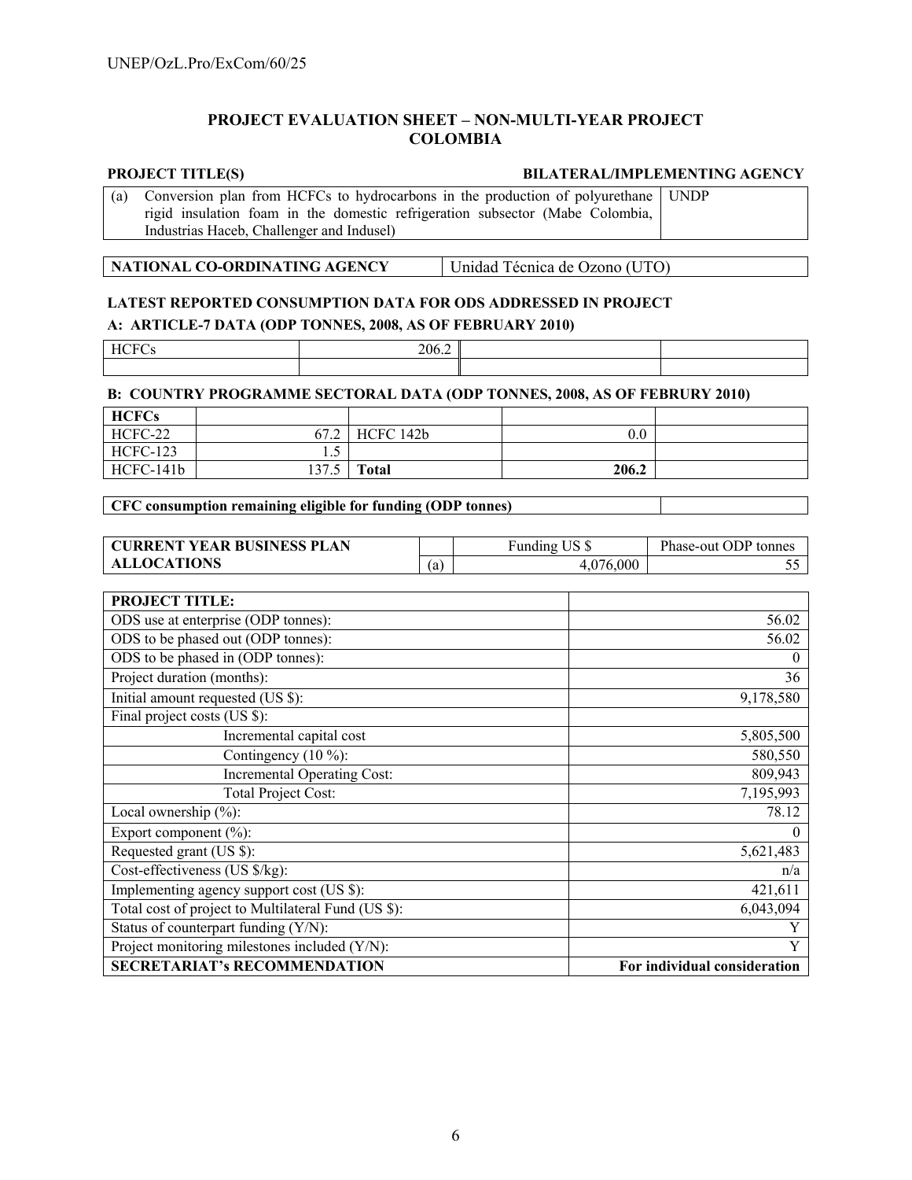## PROJECT EVALUATION SHEET – NON-MULTI-YEAR PROJECT
## COLOMBIA

| PROJECT TITLE(S) | BILATERAL/IMPLEMENTING AGENCY |
|---|---|
| (a) Conversion plan from HCFCs to hydrocarbons in the production of polyurethane rigid insulation foam in the domestic refrigeration subsector (Mabe Colombia, Industrias Haceb, Challenger and Indusel) | UNDP |

| NATIONAL CO-ORDINATING AGENCY | Unidad Técnica de Ozono (UTO) |
|---|---|

**LATEST REPORTED CONSUMPTION DATA FOR ODS ADDRESSED IN PROJECT**

**A: ARTICLE-7 DATA (ODP TONNES, 2008, AS OF FEBRUARY 2010)**

| HCFCs | 206.2 | | |
|---|---|---|---|
| | | | |

**B: COUNTRY PROGRAMME SECTORAL DATA (ODP TONNES, 2008, AS OF FEBRURY 2010)**

| HCFCs | | | | |
|---|---|---|---|---|
| HCFC-22 | 67.2 | HCFC 142b | 0.0 | |
| HCFC-123 | 1.5 | | | |
| HCFC-141b | 137.5 | **Total** | **206.2** | |

| CFC consumption remaining eligible for funding (ODP tonnes) | |
|---|---|

| CURRENT YEAR BUSINESS PLAN ALLOCATIONS | | Funding US $ | Phase-out ODP tonnes |
|---|---|---|---|
| | (a) | 4,076,000 | 55 |

| PROJECT TITLE: | |
|---|---|
| ODS use at enterprise (ODP tonnes): | 56.02 |
| ODS to be phased out (ODP tonnes): | 56.02 |
| ODS to be phased in (ODP tonnes): | 0 |
| Project duration (months): | 36 |
| Initial amount requested (US $): | 9,178,580 |
| Final project costs (US $): | |
| Incremental capital cost | 5,805,500 |
| Contingency (10 %): | 580,550 |
| Incremental Operating Cost: | 809,943 |
| Total Project Cost: | 7,195,993 |
| Local ownership (%): | 78.12 |
| Export component (%): | 0 |
| Requested grant (US $): | 5,621,483 |
| Cost-effectiveness (US $/kg): | n/a |
| Implementing agency support cost (US $): | 421,611 |
| Total cost of project to Multilateral Fund (US $): | 6,043,094 |
| Status of counterpart funding (Y/N): | Y |
| Project monitoring milestones included (Y/N): | Y |
| **SECRETARIAT's RECOMMENDATION** | **For individual consideration** |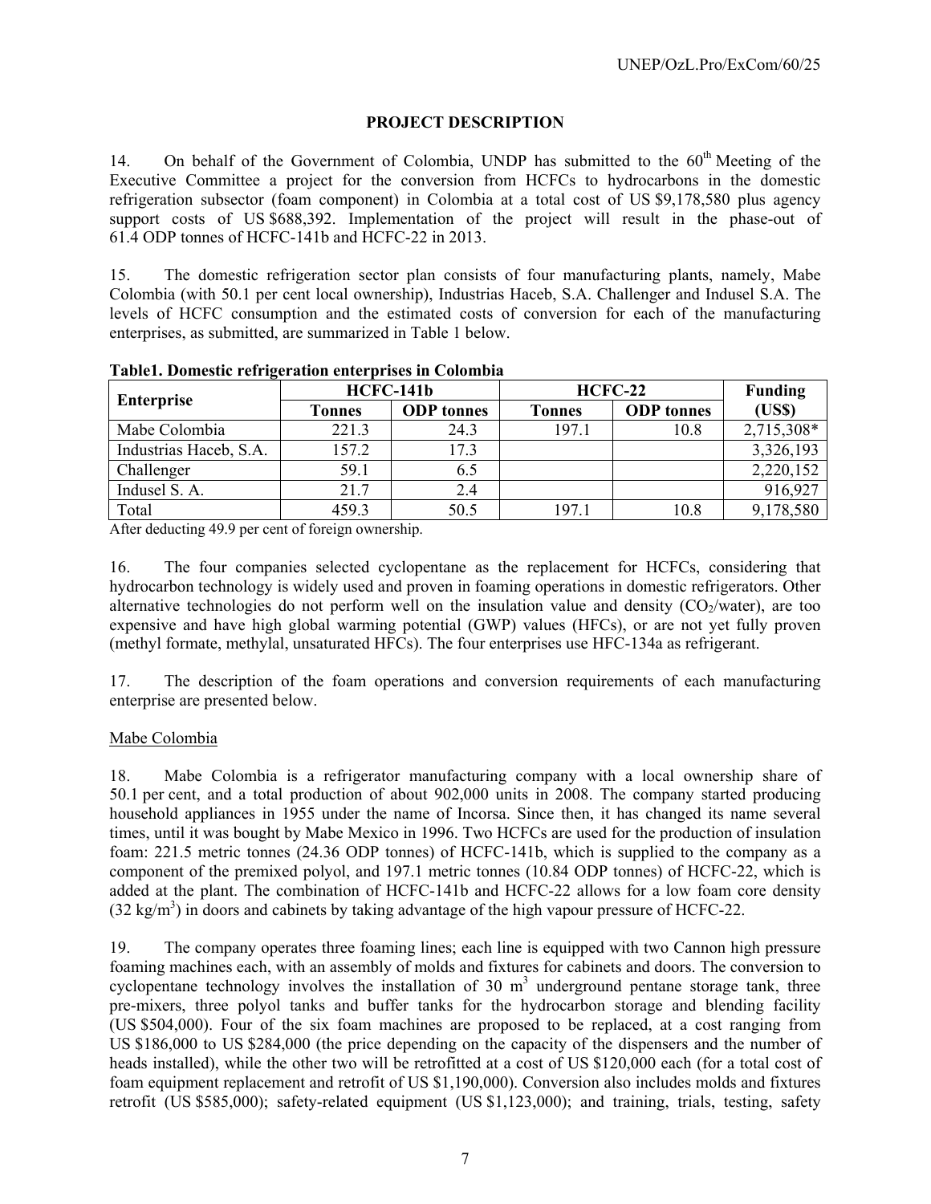## PROJECT DESCRIPTION

14. On behalf of the Government of Colombia, UNDP has submitted to the 60th Meeting of the Executive Committee a project for the conversion from HCFCs to hydrocarbons in the domestic refrigeration subsector (foam component) in Colombia at a total cost of US $9,178,580 plus agency support costs of US $688,392. Implementation of the project will result in the phase-out of 61.4 ODP tonnes of HCFC-141b and HCFC-22 in 2013.

15. The domestic refrigeration sector plan consists of four manufacturing plants, namely, Mabe Colombia (with 50.1 per cent local ownership), Industrias Haceb, S.A. Challenger and Indusel S.A. The levels of HCFC consumption and the estimated costs of conversion for each of the manufacturing enterprises, as submitted, are summarized in Table 1 below.

**Table1. Domestic refrigeration enterprises in Colombia**

| Enterprise | HCFC-141b | | HCFC-22 | | Funding (US$) |
|---|---|---|---|---|---|
| | Tonnes | ODP tonnes | Tonnes | ODP tonnes | |
| Mabe Colombia | 221.3 | 24.3 | 197.1 | 10.8 | 2,715,308* |
| Industrias Haceb, S.A. | 157.2 | 17.3 | | | 3,326,193 |
| Challenger | 59.1 | 6.5 | | | 2,220,152 |
| Indusel S. A. | 21.7 | 2.4 | | | 916,927 |
| Total | 459.3 | 50.5 | 197.1 | 10.8 | 9,178,580 |

After deducting 49.9 per cent of foreign ownership.

16. The four companies selected cyclopentane as the replacement for HCFCs, considering that hydrocarbon technology is widely used and proven in foaming operations in domestic refrigerators. Other alternative technologies do not perform well on the insulation value and density ($CO_2$/water), are too expensive and have high global warming potential (GWP) values (HFCs), or are not yet fully proven (methyl formate, methylal, unsaturated HFCs). The four enterprises use HFC-134a as refrigerant.

17. The description of the foam operations and conversion requirements of each manufacturing enterprise are presented below.

### Mabe Colombia

18. Mabe Colombia is a refrigerator manufacturing company with a local ownership share of 50.1 per cent, and a total production of about 902,000 units in 2008. The company started producing household appliances in 1955 under the name of Incorsa. Since then, it has changed its name several times, until it was bought by Mabe Mexico in 1996. Two HCFCs are used for the production of insulation foam: 221.5 metric tonnes (24.36 ODP tonnes) of HCFC-141b, which is supplied to the company as a component of the premixed polyol, and 197.1 metric tonnes (10.84 ODP tonnes) of HCFC-22, which is added at the plant. The combination of HCFC-141b and HCFC-22 allows for a low foam core density (32 $kg/m^3$) in doors and cabinets by taking advantage of the high vapour pressure of HCFC-22.

19. The company operates three foaming lines; each line is equipped with two Cannon high pressure foaming machines each, with an assembly of molds and fixtures for cabinets and doors. The conversion to cyclopentane technology involves the installation of 30 $m^3$ underground pentane storage tank, three pre-mixers, three polyol tanks and buffer tanks for the hydrocarbon storage and blending facility (US $504,000). Four of the six foam machines are proposed to be replaced, at a cost ranging from US $186,000 to US $284,000 (the price depending on the capacity of the dispensers and the number of heads installed), while the other two will be retrofitted at a cost of US $120,000 each (for a total cost of foam equipment replacement and retrofit of US $1,190,000). Conversion also includes molds and fixtures retrofit (US $585,000); safety-related equipment (US $1,123,000); and training, trials, testing, safety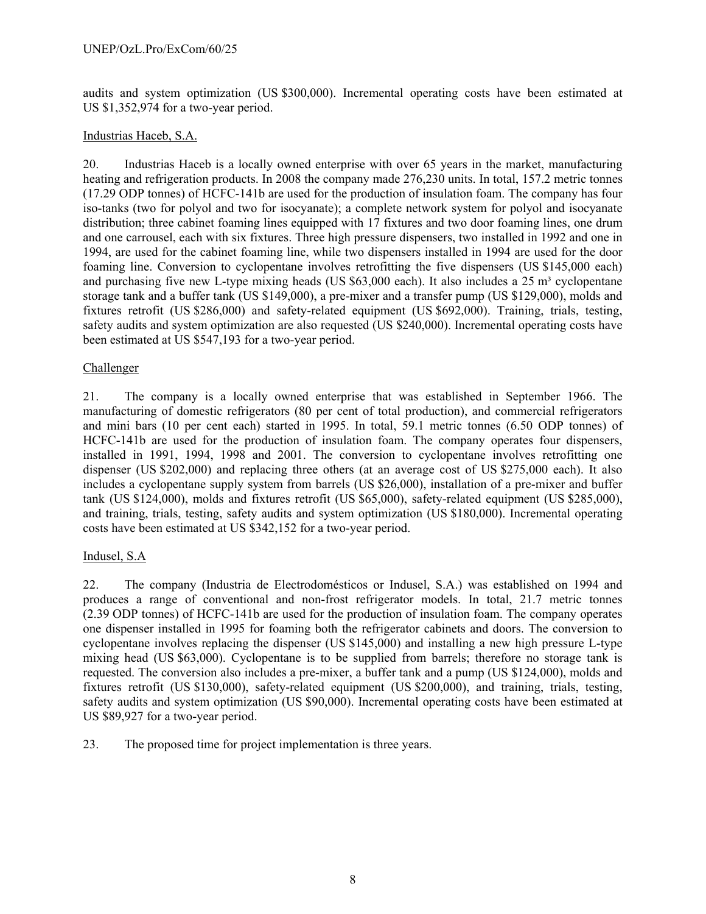audits and system optimization (US $300,000). Incremental operating costs have been estimated at US $1,352,974 for a two-year period.

Industrias Haceb, S.A.

20. Industrias Haceb is a locally owned enterprise with over 65 years in the market, manufacturing heating and refrigeration products. In 2008 the company made 276,230 units. In total, 157.2 metric tonnes (17.29 ODP tonnes) of HCFC-141b are used for the production of insulation foam. The company has four iso-tanks (two for polyol and two for isocyanate); a complete network system for polyol and isocyanate distribution; three cabinet foaming lines equipped with 17 fixtures and two door foaming lines, one drum and one carrousel, each with six fixtures. Three high pressure dispensers, two installed in 1992 and one in 1994, are used for the cabinet foaming line, while two dispensers installed in 1994 are used for the door foaming line. Conversion to cyclopentane involves retrofitting the five dispensers (US $145,000 each) and purchasing five new L-type mixing heads (US $63,000 each). It also includes a 25 m³ cyclopentane storage tank and a buffer tank (US $149,000), a pre-mixer and a transfer pump (US $129,000), molds and fixtures retrofit (US $286,000) and safety-related equipment (US $692,000). Training, trials, testing, safety audits and system optimization are also requested (US $240,000). Incremental operating costs have been estimated at US $547,193 for a two-year period.

Challenger

21. The company is a locally owned enterprise that was established in September 1966. The manufacturing of domestic refrigerators (80 per cent of total production), and commercial refrigerators and mini bars (10 per cent each) started in 1995. In total, 59.1 metric tonnes (6.50 ODP tonnes) of HCFC-141b are used for the production of insulation foam. The company operates four dispensers, installed in 1991, 1994, 1998 and 2001. The conversion to cyclopentane involves retrofitting one dispenser (US $202,000) and replacing three others (at an average cost of US $275,000 each). It also includes a cyclopentane supply system from barrels (US $26,000), installation of a pre-mixer and buffer tank (US $124,000), molds and fixtures retrofit (US $65,000), safety-related equipment (US $285,000), and training, trials, testing, safety audits and system optimization (US $180,000). Incremental operating costs have been estimated at US $342,152 for a two-year period.

Indusel, S.A

22. The company (Industria de Electrodomésticos or Indusel, S.A.) was established on 1994 and produces a range of conventional and non-frost refrigerator models. In total, 21.7 metric tonnes (2.39 ODP tonnes) of HCFC-141b are used for the production of insulation foam. The company operates one dispenser installed in 1995 for foaming both the refrigerator cabinets and doors. The conversion to cyclopentane involves replacing the dispenser (US $145,000) and installing a new high pressure L-type mixing head (US $63,000). Cyclopentane is to be supplied from barrels; therefore no storage tank is requested. The conversion also includes a pre-mixer, a buffer tank and a pump (US $124,000), molds and fixtures retrofit (US $130,000), safety-related equipment (US $200,000), and training, trials, testing, safety audits and system optimization (US $90,000). Incremental operating costs have been estimated at US $89,927 for a two-year period.

23. The proposed time for project implementation is three years.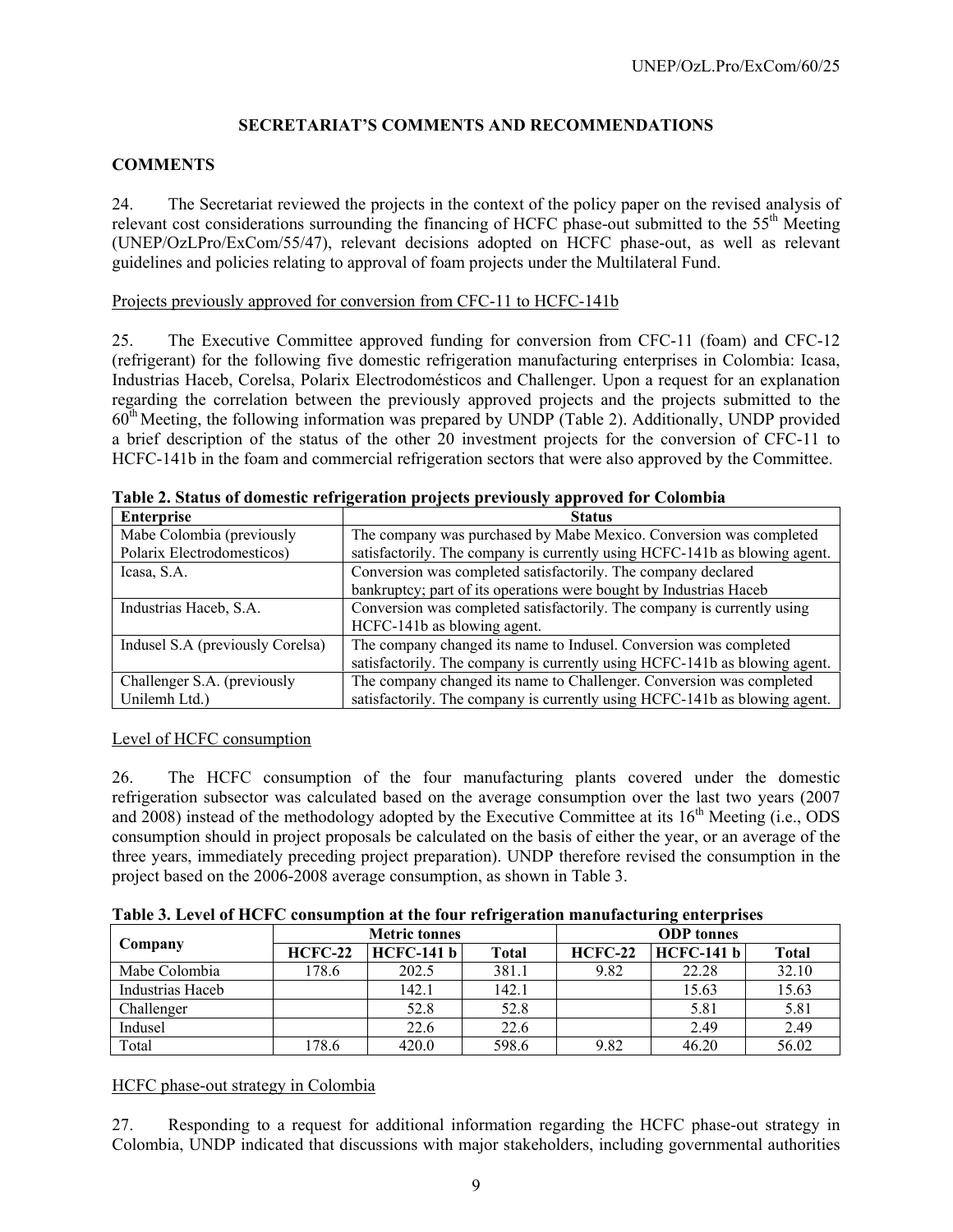## SECRETARIAT'S COMMENTS AND RECOMMENDATIONS

### COMMENTS

24. The Secretariat reviewed the projects in the context of the policy paper on the revised analysis of relevant cost considerations surrounding the financing of HCFC phase-out submitted to the 55th Meeting (UNEP/OzLPro/ExCom/55/47), relevant decisions adopted on HCFC phase-out, as well as relevant guidelines and policies relating to approval of foam projects under the Multilateral Fund.

Projects previously approved for conversion from CFC-11 to HCFC-141b

25. The Executive Committee approved funding for conversion from CFC-11 (foam) and CFC-12 (refrigerant) for the following five domestic refrigeration manufacturing enterprises in Colombia: Icasa, Industrias Haceb, Corelsa, Polarix Electrodomésticos and Challenger. Upon a request for an explanation regarding the correlation between the previously approved projects and the projects submitted to the 60th Meeting, the following information was prepared by UNDP (Table 2). Additionally, UNDP provided a brief description of the status of the other 20 investment projects for the conversion of CFC-11 to HCFC-141b in the foam and commercial refrigeration sectors that were also approved by the Committee.

**Table 2. Status of domestic refrigeration projects previously approved for Colombia**

| Enterprise | Status |
|---|---|
| Mabe Colombia (previously Polarix Electrodomesticos) | The company was purchased by Mabe Mexico. Conversion was completed satisfactorily. The company is currently using HCFC-141b as blowing agent. |
| Icasa, S.A. | Conversion was completed satisfactorily. The company declared bankruptcy; part of its operations were bought by Industrias Haceb |
| Industrias Haceb, S.A. | Conversion was completed satisfactorily. The company is currently using HCFC-141b as blowing agent. |
| Indusel S.A (previously Corelsa) | The company changed its name to Indusel. Conversion was completed satisfactorily. The company is currently using HCFC-141b as blowing agent. |
| Challenger S.A. (previously Unilemh Ltd.) | The company changed its name to Challenger. Conversion was completed satisfactorily. The company is currently using HCFC-141b as blowing agent. |

Level of HCFC consumption

26. The HCFC consumption of the four manufacturing plants covered under the domestic refrigeration subsector was calculated based on the average consumption over the last two years (2007 and 2008) instead of the methodology adopted by the Executive Committee at its 16th Meeting (i.e., ODS consumption should in project proposals be calculated on the basis of either the year, or an average of the three years, immediately preceding project preparation). UNDP therefore revised the consumption in the project based on the 2006-2008 average consumption, as shown in Table 3.

**Table 3. Level of HCFC consumption at the four refrigeration manufacturing enterprises**

| Company | Metric tonnes | | | ODP tonnes | | |
|---|---|---|---|---|---|---|
| | HCFC-22 | HCFC-141 b | Total | HCFC-22 | HCFC-141 b | Total |
| Mabe Colombia | 178.6 | 202.5 | 381.1 | 9.82 | 22.28 | 32.10 |
| Industrias Haceb | | 142.1 | 142.1 | | 15.63 | 15.63 |
| Challenger | | 52.8 | 52.8 | | 5.81 | 5.81 |
| Indusel | | 22.6 | 22.6 | | 2.49 | 2.49 |
| Total | 178.6 | 420.0 | 598.6 | 9.82 | 46.20 | 56.02 |

HCFC phase-out strategy in Colombia

27. Responding to a request for additional information regarding the HCFC phase-out strategy in Colombia, UNDP indicated that discussions with major stakeholders, including governmental authorities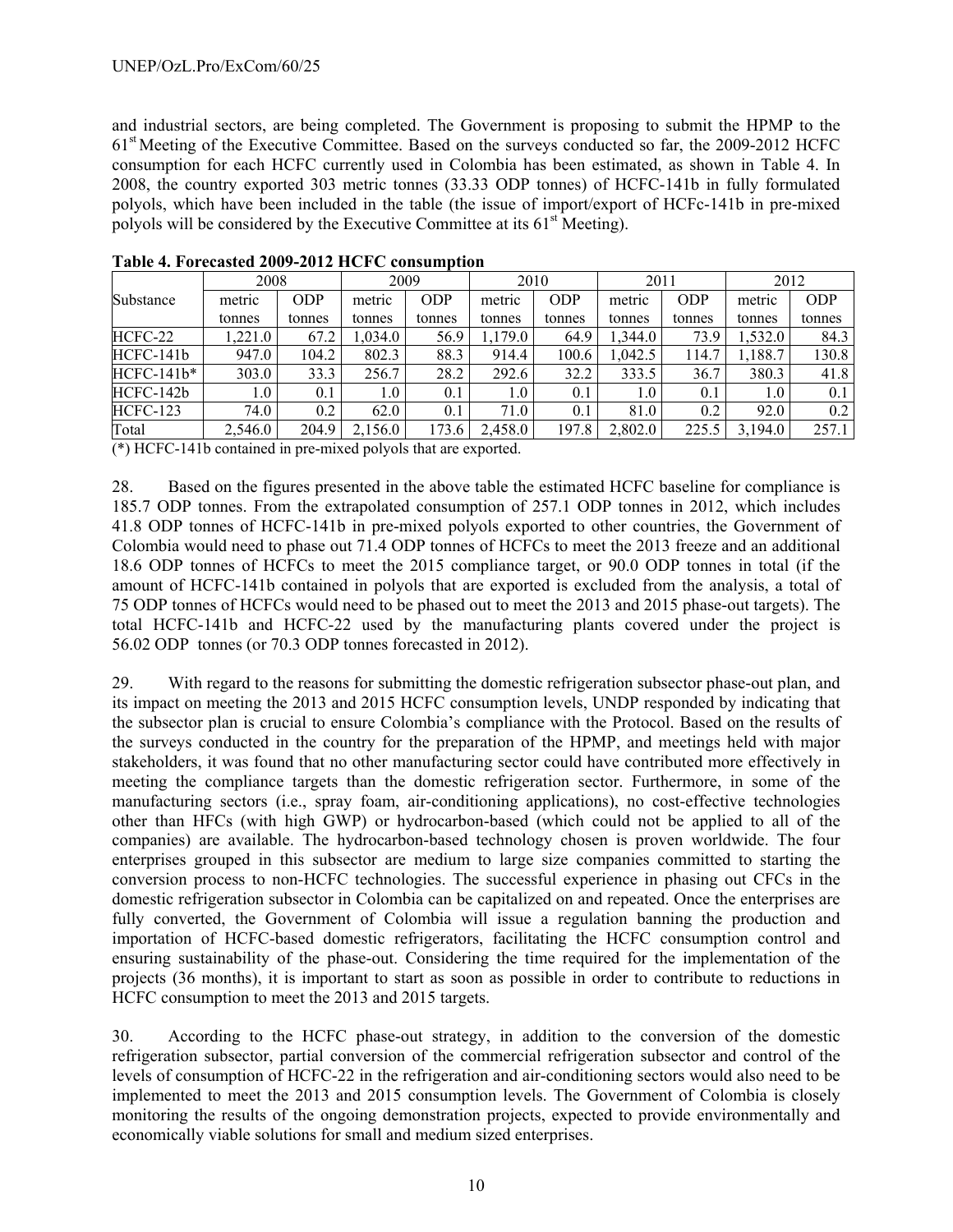and industrial sectors, are being completed. The Government is proposing to submit the HPMP to the 61st Meeting of the Executive Committee. Based on the surveys conducted so far, the 2009-2012 HCFC consumption for each HCFC currently used in Colombia has been estimated, as shown in Table 4. In 2008, the country exported 303 metric tonnes (33.33 ODP tonnes) of HCFC-141b in fully formulated polyols, which have been included in the table (the issue of import/export of HCFc-141b in pre-mixed polyols will be considered by the Executive Committee at its 61st Meeting).

**Table 4. Forecasted 2009-2012 HCFC consumption**

| Substance | 2008 | | 2009 | | 2010 | | 2011 | | 2012 | |
|---|---|---|---|---|---|---|---|---|---|---|
| | metric tonnes | ODP tonnes | metric tonnes | ODP tonnes | metric tonnes | ODP tonnes | metric tonnes | ODP tonnes | metric tonnes | ODP tonnes |
| HCFC-22 | 1,221.0 | 67.2 | 1,034.0 | 56.9 | 1,179.0 | 64.9 | 1,344.0 | 73.9 | 1,532.0 | 84.3 |
| HCFC-141b | 947.0 | 104.2 | 802.3 | 88.3 | 914.4 | 100.6 | 1,042.5 | 114.7 | 1,188.7 | 130.8 |
| HCFC-141b* | 303.0 | 33.3 | 256.7 | 28.2 | 292.6 | 32.2 | 333.5 | 36.7 | 380.3 | 41.8 |
| HCFC-142b | 1.0 | 0.1 | 1.0 | 0.1 | 1.0 | 0.1 | 1.0 | 0.1 | 1.0 | 0.1 |
| HCFC-123 | 74.0 | 0.2 | 62.0 | 0.1 | 71.0 | 0.1 | 81.0 | 0.2 | 92.0 | 0.2 |
| Total | 2,546.0 | 204.9 | 2,156.0 | 173.6 | 2,458.0 | 197.8 | 2,802.0 | 225.5 | 3,194.0 | 257.1 |

(*) HCFC-141b contained in pre-mixed polyols that are exported.

28. Based on the figures presented in the above table the estimated HCFC baseline for compliance is 185.7 ODP tonnes. From the extrapolated consumption of 257.1 ODP tonnes in 2012, which includes 41.8 ODP tonnes of HCFC-141b in pre-mixed polyols exported to other countries, the Government of Colombia would need to phase out 71.4 ODP tonnes of HCFCs to meet the 2013 freeze and an additional 18.6 ODP tonnes of HCFCs to meet the 2015 compliance target, or 90.0 ODP tonnes in total (if the amount of HCFC-141b contained in polyols that are exported is excluded from the analysis, a total of 75 ODP tonnes of HCFCs would need to be phased out to meet the 2013 and 2015 phase-out targets). The total HCFC-141b and HCFC-22 used by the manufacturing plants covered under the project is 56.02 ODP tonnes (or 70.3 ODP tonnes forecasted in 2012).

29. With regard to the reasons for submitting the domestic refrigeration subsector phase-out plan, and its impact on meeting the 2013 and 2015 HCFC consumption levels, UNDP responded by indicating that the subsector plan is crucial to ensure Colombia's compliance with the Protocol. Based on the results of the surveys conducted in the country for the preparation of the HPMP, and meetings held with major stakeholders, it was found that no other manufacturing sector could have contributed more effectively in meeting the compliance targets than the domestic refrigeration sector. Furthermore, in some of the manufacturing sectors (i.e., spray foam, air-conditioning applications), no cost-effective technologies other than HFCs (with high GWP) or hydrocarbon-based (which could not be applied to all of the companies) are available. The hydrocarbon-based technology chosen is proven worldwide. The four enterprises grouped in this subsector are medium to large size companies committed to starting the conversion process to non-HCFC technologies. The successful experience in phasing out CFCs in the domestic refrigeration subsector in Colombia can be capitalized on and repeated. Once the enterprises are fully converted, the Government of Colombia will issue a regulation banning the production and importation of HCFC-based domestic refrigerators, facilitating the HCFC consumption control and ensuring sustainability of the phase-out. Considering the time required for the implementation of the projects (36 months), it is important to start as soon as possible in order to contribute to reductions in HCFC consumption to meet the 2013 and 2015 targets.

30. According to the HCFC phase-out strategy, in addition to the conversion of the domestic refrigeration subsector, partial conversion of the commercial refrigeration subsector and control of the levels of consumption of HCFC-22 in the refrigeration and air-conditioning sectors would also need to be implemented to meet the 2013 and 2015 consumption levels. The Government of Colombia is closely monitoring the results of the ongoing demonstration projects, expected to provide environmentally and economically viable solutions for small and medium sized enterprises.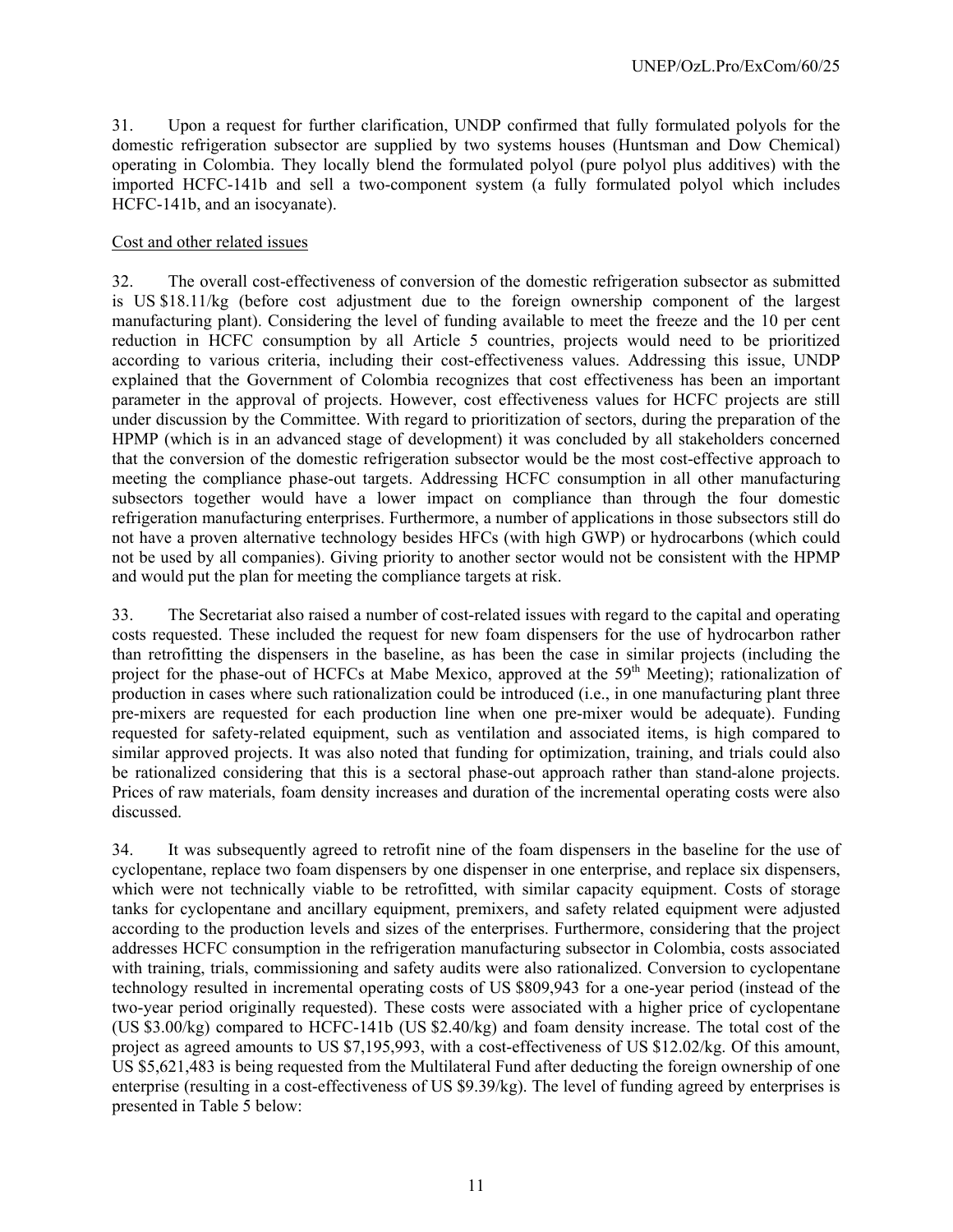31. Upon a request for further clarification, UNDP confirmed that fully formulated polyols for the domestic refrigeration subsector are supplied by two systems houses (Huntsman and Dow Chemical) operating in Colombia. They locally blend the formulated polyol (pure polyol plus additives) with the imported HCFC-141b and sell a two-component system (a fully formulated polyol which includes HCFC-141b, and an isocyanate).

Cost and other related issues

32. The overall cost-effectiveness of conversion of the domestic refrigeration subsector as submitted is US $18.11/kg (before cost adjustment due to the foreign ownership component of the largest manufacturing plant). Considering the level of funding available to meet the freeze and the 10 per cent reduction in HCFC consumption by all Article 5 countries, projects would need to be prioritized according to various criteria, including their cost-effectiveness values. Addressing this issue, UNDP explained that the Government of Colombia recognizes that cost effectiveness has been an important parameter in the approval of projects. However, cost effectiveness values for HCFC projects are still under discussion by the Committee. With regard to prioritization of sectors, during the preparation of the HPMP (which is in an advanced stage of development) it was concluded by all stakeholders concerned that the conversion of the domestic refrigeration subsector would be the most cost-effective approach to meeting the compliance phase-out targets. Addressing HCFC consumption in all other manufacturing subsectors together would have a lower impact on compliance than through the four domestic refrigeration manufacturing enterprises. Furthermore, a number of applications in those subsectors still do not have a proven alternative technology besides HFCs (with high GWP) or hydrocarbons (which could not be used by all companies). Giving priority to another sector would not be consistent with the HPMP and would put the plan for meeting the compliance targets at risk.

33. The Secretariat also raised a number of cost-related issues with regard to the capital and operating costs requested. These included the request for new foam dispensers for the use of hydrocarbon rather than retrofitting the dispensers in the baseline, as has been the case in similar projects (including the project for the phase-out of HCFCs at Mabe Mexico, approved at the 59th Meeting); rationalization of production in cases where such rationalization could be introduced (i.e., in one manufacturing plant three pre-mixers are requested for each production line when one pre-mixer would be adequate). Funding requested for safety-related equipment, such as ventilation and associated items, is high compared to similar approved projects. It was also noted that funding for optimization, training, and trials could also be rationalized considering that this is a sectoral phase-out approach rather than stand-alone projects. Prices of raw materials, foam density increases and duration of the incremental operating costs were also discussed.

34. It was subsequently agreed to retrofit nine of the foam dispensers in the baseline for the use of cyclopentane, replace two foam dispensers by one dispenser in one enterprise, and replace six dispensers, which were not technically viable to be retrofitted, with similar capacity equipment. Costs of storage tanks for cyclopentane and ancillary equipment, premixers, and safety related equipment were adjusted according to the production levels and sizes of the enterprises. Furthermore, considering that the project addresses HCFC consumption in the refrigeration manufacturing subsector in Colombia, costs associated with training, trials, commissioning and safety audits were also rationalized. Conversion to cyclopentane technology resulted in incremental operating costs of US $809,943 for a one-year period (instead of the two-year period originally requested). These costs were associated with a higher price of cyclopentane (US $3.00/kg) compared to HCFC-141b (US $2.40/kg) and foam density increase. The total cost of the project as agreed amounts to US $7,195,993, with a cost-effectiveness of US $12.02/kg. Of this amount, US $5,621,483 is being requested from the Multilateral Fund after deducting the foreign ownership of one enterprise (resulting in a cost-effectiveness of US $9.39/kg). The level of funding agreed by enterprises is presented in Table 5 below: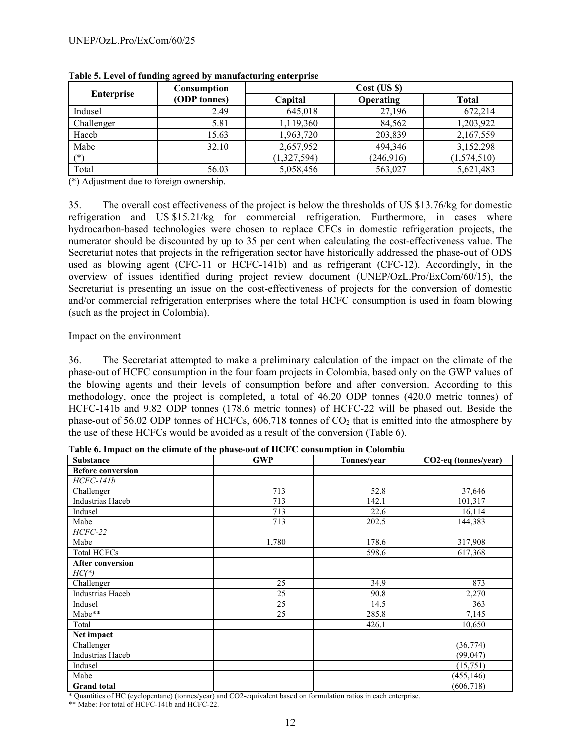**Table 5. Level of funding agreed by manufacturing enterprise**

| Enterprise | Consumption (ODP tonnes) | Cost (US $) | | |
|---|---|---|---|---|
| | | Capital | Operating | Total |
| Indusel | 2.49 | 645,018 | 27,196 | 672,214 |
| Challenger | 5.81 | 1,119,360 | 84,562 | 1,203,922 |
| Haceb | 15.63 | 1,963,720 | 203,839 | 2,167,559 |
| Mabe | 32.10 | 2,657,952 | 494,346 | 3,152,298 |
| (*) | | (1,327,594) | (246,916) | (1,574,510) |
| Total | 56.03 | 5,058,456 | 563,027 | 5,621,483 |

(*) Adjustment due to foreign ownership.

35. The overall cost effectiveness of the project is below the thresholds of US $13.76/kg for domestic refrigeration and US $15.21/kg for commercial refrigeration. Furthermore, in cases where hydrocarbon-based technologies were chosen to replace CFCs in domestic refrigeration projects, the numerator should be discounted by up to 35 per cent when calculating the cost-effectiveness value. The Secretariat notes that projects in the refrigeration sector have historically addressed the phase-out of ODS used as blowing agent (CFC-11 or HCFC-141b) and as refrigerant (CFC-12). Accordingly, in the overview of issues identified during project review document (UNEP/OzL.Pro/ExCom/60/15), the Secretariat is presenting an issue on the cost-effectiveness of projects for the conversion of domestic and/or commercial refrigeration enterprises where the total HCFC consumption is used in foam blowing (such as the project in Colombia).

Impact on the environment

36. The Secretariat attempted to make a preliminary calculation of the impact on the climate of the phase-out of HCFC consumption in the four foam projects in Colombia, based only on the GWP values of the blowing agents and their levels of consumption before and after conversion. According to this methodology, once the project is completed, a total of 46.20 ODP tonnes (420.0 metric tonnes) of HCFC-141b and 9.82 ODP tonnes (178.6 metric tonnes) of HCFC-22 will be phased out. Beside the phase-out of 56.02 ODP tonnes of HCFCs, 606,718 tonnes of $CO_2$ that is emitted into the atmosphere by the use of these HCFCs would be avoided as a result of the conversion (Table 6).

**Table 6. Impact on the climate of the phase-out of HCFC consumption in Colombia**

| Substance | GWP | Tonnes/year | CO2-eq (tonnes/year) |
|---|---|---|---|
| **Before conversion** | | | |
| *HCFC-141b* | | | |
| Challenger | 713 | 52.8 | 37,646 |
| Industrias Haceb | 713 | 142.1 | 101,317 |
| Indusel | 713 | 22.6 | 16,114 |
| Mabe | 713 | 202.5 | 144,383 |
| *HCFC-22* | | | |
| Mabe | 1,780 | 178.6 | 317,908 |
| Total HCFCs | | 598.6 | 617,368 |
| **After conversion** | | | |
| *HC(*)* | | | |
| Challenger | 25 | 34.9 | 873 |
| Industrias Haceb | 25 | 90.8 | 2,270 |
| Indusel | 25 | 14.5 | 363 |
| Mabe** | 25 | 285.8 | 7,145 |
| Total | | 426.1 | 10,650 |
| **Net impact** | | | |
| Challenger | | | (36,774) |
| Industrias Haceb | | | (99,047) |
| Indusel | | | (15,751) |
| Mabe | | | (455,146) |
| **Grand total** | | | (606,718) |

\* Quantities of HC (cyclopentane) (tonnes/year) and CO2-equivalent based on formulation ratios in each enterprise.

** Mabe: For total of HCFC-141b and HCFC-22.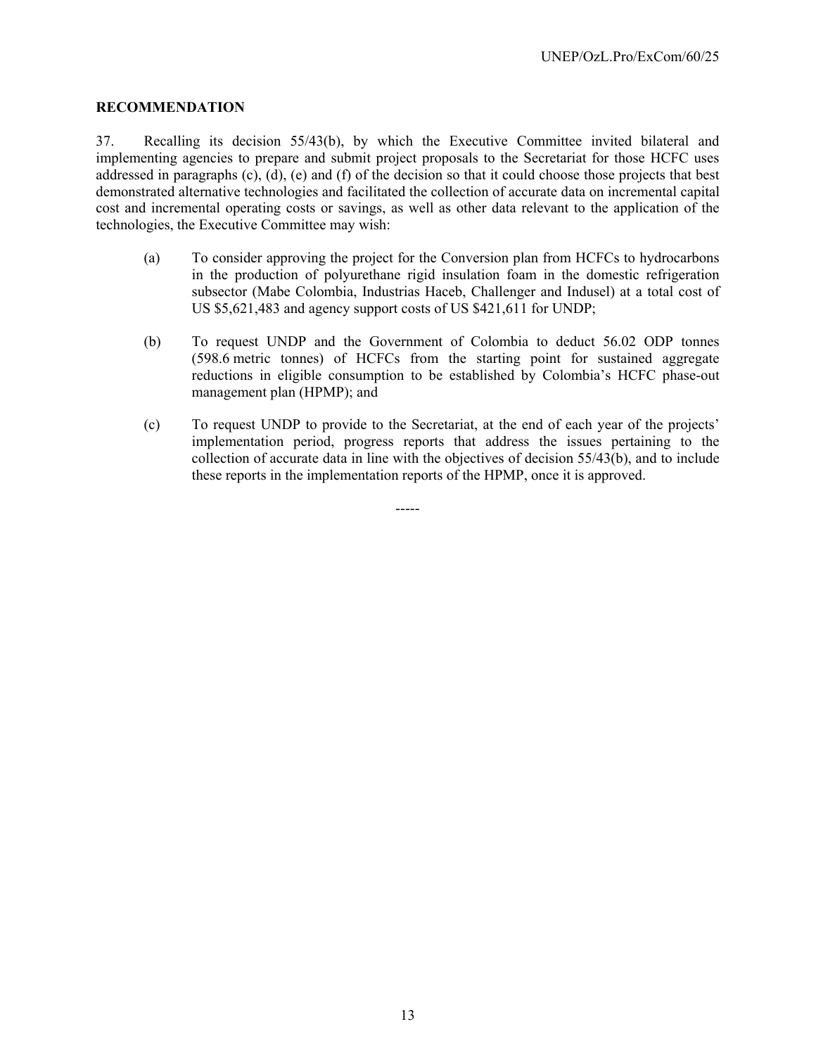## RECOMMENDATION

37. Recalling its decision 55/43(b), by which the Executive Committee invited bilateral and implementing agencies to prepare and submit project proposals to the Secretariat for those HCFC uses addressed in paragraphs (c), (d), (e) and (f) of the decision so that it could choose those projects that best demonstrated alternative technologies and facilitated the collection of accurate data on incremental capital cost and incremental operating costs or savings, as well as other data relevant to the application of the technologies, the Executive Committee may wish:

(a) To consider approving the project for the Conversion plan from HCFCs to hydrocarbons in the production of polyurethane rigid insulation foam in the domestic refrigeration subsector (Mabe Colombia, Industrias Haceb, Challenger and Indusel) at a total cost of US $5,621,483 and agency support costs of US $421,611 for UNDP;

(b) To request UNDP and the Government of Colombia to deduct 56.02 ODP tonnes (598.6 metric tonnes) of HCFCs from the starting point for sustained aggregate reductions in eligible consumption to be established by Colombia's HCFC phase-out management plan (HPMP); and

(c) To request UNDP to provide to the Secretariat, at the end of each year of the projects' implementation period, progress reports that address the issues pertaining to the collection of accurate data in line with the objectives of decision 55/43(b), and to include these reports in the implementation reports of the HPMP, once it is approved.

-----